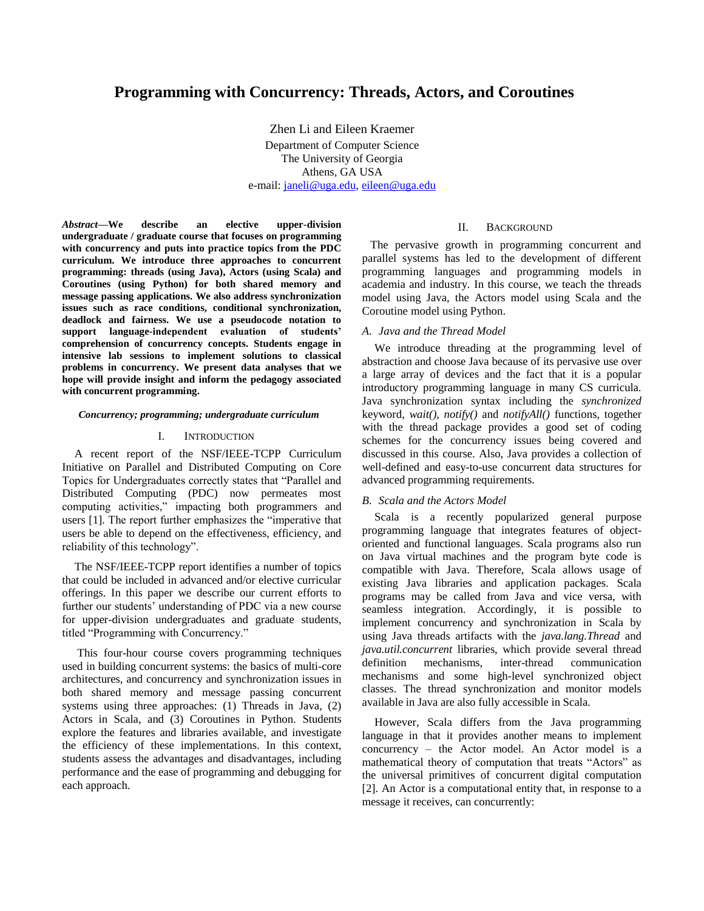# Programming with Concurrency: Threads, Actors, and Coroutines

Zhen Li and Eileen Kraemer
Department of Computer Science
The University of Georgia
Athens, GA USA
e-mail: janeli@uga.edu, eileen@uga.edu

***Abstract*—We describe an elective upper-division undergraduate / graduate course that focuses on programming with concurrency and puts into practice topics from the PDC curriculum. We introduce three approaches to concurrent programming: threads (using Java), Actors (using Scala) and Coroutines (using Python) for both shared memory and message passing applications. We also address synchronization issues such as race conditions, conditional synchronization, deadlock and fairness. We use a pseudocode notation to support language-independent evaluation of students' comprehension of concurrency concepts. Students engage in intensive lab sessions to implement solutions to classical problems in concurrency. We present data analyses that we hope will provide insight and inform the pedagogy associated with concurrent programming.**

***Concurrency; programming; undergraduate curriculum***

## I. Introduction

A recent report of the NSF/IEEE-TCPP Curriculum Initiative on Parallel and Distributed Computing on Core Topics for Undergraduates correctly states that "Parallel and Distributed Computing (PDC) now permeates most computing activities," impacting both programmers and users [1]. The report further emphasizes the "imperative that users be able to depend on the effectiveness, efficiency, and reliability of this technology".

The NSF/IEEE-TCPP report identifies a number of topics that could be included in advanced and/or elective curricular offerings. In this paper we describe our current efforts to further our students' understanding of PDC via a new course for upper-division undergraduates and graduate students, titled "Programming with Concurrency."

This four-hour course covers programming techniques used in building concurrent systems: the basics of multi-core architectures, and concurrency and synchronization issues in both shared memory and message passing concurrent systems using three approaches: (1) Threads in Java, (2) Actors in Scala, and (3) Coroutines in Python. Students explore the features and libraries available, and investigate the efficiency of these implementations. In this context, students assess the advantages and disadvantages, including performance and the ease of programming and debugging for each approach.

## II. Background

The pervasive growth in programming concurrent and parallel systems has led to the development of different programming languages and programming models in academia and industry. In this course, we teach the threads model using Java, the Actors model using Scala and the Coroutine model using Python.

### *A. Java and the Thread Model*

We introduce threading at the programming level of abstraction and choose Java because of its pervasive use over a large array of devices and the fact that it is a popular introductory programming language in many CS curricula. Java synchronization syntax including the *synchronized* keyword, *wait()*, *notify()* and *notifyAll()* functions, together with the thread package provides a good set of coding schemes for the concurrency issues being covered and discussed in this course. Also, Java provides a collection of well-defined and easy-to-use concurrent data structures for advanced programming requirements.

### *B. Scala and the Actors Model*

Scala is a recently popularized general purpose programming language that integrates features of object-oriented and functional languages. Scala programs also run on Java virtual machines and the program byte code is compatible with Java. Therefore, Scala allows usage of existing Java libraries and application packages. Scala programs may be called from Java and vice versa, with seamless integration. Accordingly, it is possible to implement concurrency and synchronization in Scala by using Java threads artifacts with the *java.lang.Thread* and *java.util.concurrent* libraries, which provide several thread definition mechanisms, inter-thread communication mechanisms and some high-level synchronized object classes. The thread synchronization and monitor models available in Java are also fully accessible in Scala.

However, Scala differs from the Java programming language in that it provides another means to implement concurrency – the Actor model. An Actor model is a mathematical theory of computation that treats "Actors" as the universal primitives of concurrent digital computation [2]. An Actor is a computational entity that, in response to a message it receives, can concurrently: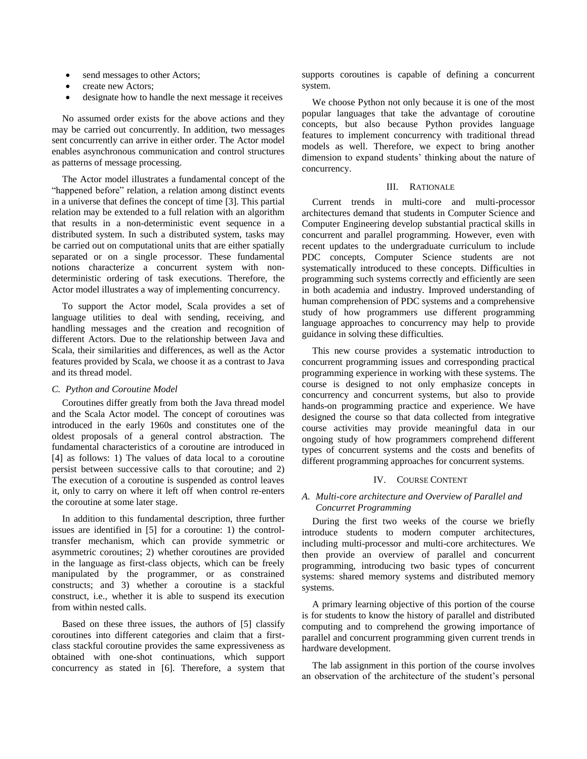- send messages to other Actors;
- create new Actors;
- designate how to handle the next message it receives

No assumed order exists for the above actions and they may be carried out concurrently. In addition, two messages sent concurrently can arrive in either order. The Actor model enables asynchronous communication and control structures as patterns of message processing.

The Actor model illustrates a fundamental concept of the "happened before" relation, a relation among distinct events in a universe that defines the concept of time [3]. This partial relation may be extended to a full relation with an algorithm that results in a non-deterministic event sequence in a distributed system. In such a distributed system, tasks may be carried out on computational units that are either spatially separated or on a single processor. These fundamental notions characterize a concurrent system with non-deterministic ordering of task executions. Therefore, the Actor model illustrates a way of implementing concurrency.

To support the Actor model, Scala provides a set of language utilities to deal with sending, receiving, and handling messages and the creation and recognition of different Actors. Due to the relationship between Java and Scala, their similarities and differences, as well as the Actor features provided by Scala, we choose it as a contrast to Java and its thread model.

### C. Python and Coroutine Model

Coroutines differ greatly from both the Java thread model and the Scala Actor model. The concept of coroutines was introduced in the early 1960s and constitutes one of the oldest proposals of a general control abstraction. The fundamental characteristics of a coroutine are introduced in [4] as follows: 1) The values of data local to a coroutine persist between successive calls to that coroutine; and 2) The execution of a coroutine is suspended as control leaves it, only to carry on where it left off when control re-enters the coroutine at some later stage.

In addition to this fundamental description, three further issues are identified in [5] for a coroutine: 1) the control-transfer mechanism, which can provide symmetric or asymmetric coroutines; 2) whether coroutines are provided in the language as first-class objects, which can be freely manipulated by the programmer, or as constrained constructs; and 3) whether a coroutine is a stackful construct, i.e., whether it is able to suspend its execution from within nested calls.

Based on these three issues, the authors of [5] classify coroutines into different categories and claim that a first-class stackful coroutine provides the same expressiveness as obtained with one-shot continuations, which support concurrency as stated in [6]. Therefore, a system that supports coroutines is capable of defining a concurrent system.

We choose Python not only because it is one of the most popular languages that take the advantage of coroutine concepts, but also because Python provides language features to implement concurrency with traditional thread models as well. Therefore, we expect to bring another dimension to expand students' thinking about the nature of concurrency.

## III. Rationale

Current trends in multi-core and multi-processor architectures demand that students in Computer Science and Computer Engineering develop substantial practical skills in concurrent and parallel programming. However, even with recent updates to the undergraduate curriculum to include PDC concepts, Computer Science students are not systematically introduced to these concepts. Difficulties in programming such systems correctly and efficiently are seen in both academia and industry. Improved understanding of human comprehension of PDC systems and a comprehensive study of how programmers use different programming language approaches to concurrency may help to provide guidance in solving these difficulties.

This new course provides a systematic introduction to concurrent programming issues and corresponding practical programming experience in working with these systems. The course is designed to not only emphasize concepts in concurrency and concurrent systems, but also to provide hands-on programming practice and experience. We have designed the course so that data collected from integrative course activities may provide meaningful data in our ongoing study of how programmers comprehend different types of concurrent systems and the costs and benefits of different programming approaches for concurrent systems.

## IV. Course Content

### A. Multi-core architecture and Overview of Parallel and Concurret Programming

During the first two weeks of the course we briefly introduce students to modern computer architectures, including multi-processor and multi-core architectures. We then provide an overview of parallel and concurrent programming, introducing two basic types of concurrent systems: shared memory systems and distributed memory systems.

A primary learning objective of this portion of the course is for students to know the history of parallel and distributed computing and to comprehend the growing importance of parallel and concurrent programming given current trends in hardware development.

The lab assignment in this portion of the course involves an observation of the architecture of the student's personal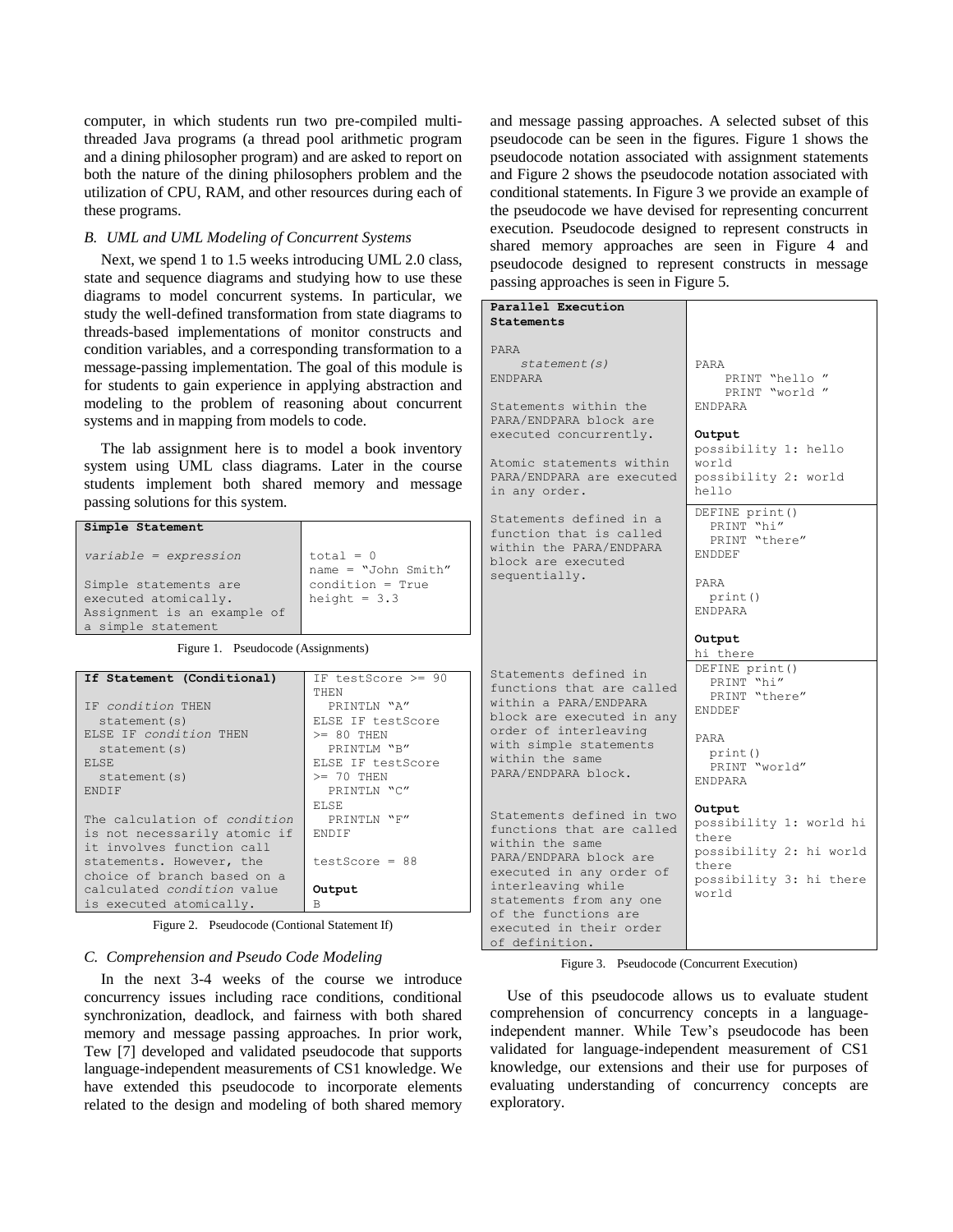computer, in which students run two pre-compiled multi-threaded Java programs (a thread pool arithmetic program and a dining philosopher program) and are asked to report on both the nature of the dining philosophers problem and the utilization of CPU, RAM, and other resources during each of these programs.

### *B. UML and UML Modeling of Concurrent Systems*

Next, we spend 1 to 1.5 weeks introducing UML 2.0 class, state and sequence diagrams and studying how to use these diagrams to model concurrent systems. In particular, we study the well-defined transformation from state diagrams to threads-based implementations of monitor constructs and condition variables, and a corresponding transformation to a message-passing implementation. The goal of this module is for students to gain experience in applying abstraction and modeling to the problem of reasoning about concurrent systems and in mapping from models to code.

The lab assignment here is to model a book inventory system using UML class diagrams. Later in the course students implement both shared memory and message passing solutions for this system.

| **Simple Statement**<br><br>*variable = expression*<br><br>Simple statements are executed atomically. Assignment is an example of a simple statement | total = 0<br>name = "John Smith"<br>condition = True<br>height = 3.3 |
|---|---|

Figure 1. Pseudocode (Assignments)

| **If Statement (Conditional)**<br><br>IF *condition* THEN<br>&nbsp;&nbsp;statement(s)<br>ELSE IF *condition* THEN<br>&nbsp;&nbsp;statement(s)<br>ELSE<br>&nbsp;&nbsp;statement(s)<br>ENDIF<br><br>The calculation of *condition* is not necessarily atomic if it involves function call statements. However, the choice of branch based on a calculated *condition* value is executed atomically. | IF testScore >= 90 THEN<br>&nbsp;&nbsp;PRINTLN "A"<br>ELSE IF testScore >= 80 THEN<br>&nbsp;&nbsp;PRINTLM "B"<br>ELSE IF testScore >= 70 THEN<br>&nbsp;&nbsp;PRINTLN "C"<br>ELSE<br>&nbsp;&nbsp;PRINTLN "F"<br>ENDIF<br><br>testScore = 88<br><br>**Output**<br>B |
|---|---|

Figure 2. Pseudocode (Contional Statement If)

### *C. Comprehension and Pseudo Code Modeling*

In the next 3-4 weeks of the course we introduce concurrency issues including race conditions, conditional synchronization, deadlock, and fairness with both shared memory and message passing approaches. In prior work, Tew [7] developed and validated pseudocode that supports language-independent measurements of CS1 knowledge. We have extended this pseudocode to incorporate elements related to the design and modeling of both shared memory and message passing approaches. A selected subset of this pseudocode can be seen in the figures. Figure 1 shows the pseudocode notation associated with assignment statements and Figure 2 shows the pseudocode notation associated with conditional statements. In Figure 3 we provide an example of the pseudocode we have devised for representing concurrent execution. Pseudocode designed to represent constructs in shared memory approaches are seen in Figure 4 and pseudocode designed to represent constructs in message passing approaches is seen in Figure 5.

| **Parallel Execution Statements**<br><br>PARA<br>&nbsp;&nbsp;&nbsp;&nbsp;*statement(s)*<br>ENDPARA<br><br>Statements within the PARA/ENDPARA block are executed concurrently.<br><br>Atomic statements within PARA/ENDPARA are executed in any order. | PARA<br>&nbsp;&nbsp;&nbsp;&nbsp;PRINT "hello "<br>&nbsp;&nbsp;&nbsp;&nbsp;PRINT "world "<br>ENDPARA<br><br>**Output**<br>possibility 1: hello world<br>possibility 2: world hello |
|---|---|
| Statements defined in a function that is called within the PARA/ENDPARA block are executed sequentially. | DEFINE print()<br>&nbsp;&nbsp;PRINT "hi"<br>&nbsp;&nbsp;PRINT "there"<br>ENDDEF<br><br>PARA<br>&nbsp;&nbsp;print()<br>ENDPARA<br><br>**Output**<br>hi there |
| Statements defined in functions that are called within a PARA/ENDPARA block are executed in any order of interleaving with simple statements within the same PARA/ENDPARA block.<br><br>Statements defined in two functions that are called within the same PARA/ENDPARA block are executed in any order of interleaving while statements from any one of the functions are executed in their order of definition. | DEFINE print()<br>&nbsp;&nbsp;PRINT "hi"<br>&nbsp;&nbsp;PRINT "there"<br>ENDDEF<br><br>PARA<br>&nbsp;&nbsp;print()<br>&nbsp;&nbsp;PRINT "world"<br>ENDPARA<br><br>**Output**<br>possibility 1: world hi there<br>possibility 2: hi world there<br>possibility 3: hi there world |

Figure 3. Pseudocode (Concurrent Execution)

Use of this pseudocode allows us to evaluate student comprehension of concurrency concepts in a language-independent manner. While Tew's pseudocode has been validated for language-independent measurement of CS1 knowledge, our extensions and their use for purposes of evaluating understanding of concurrency concepts are exploratory.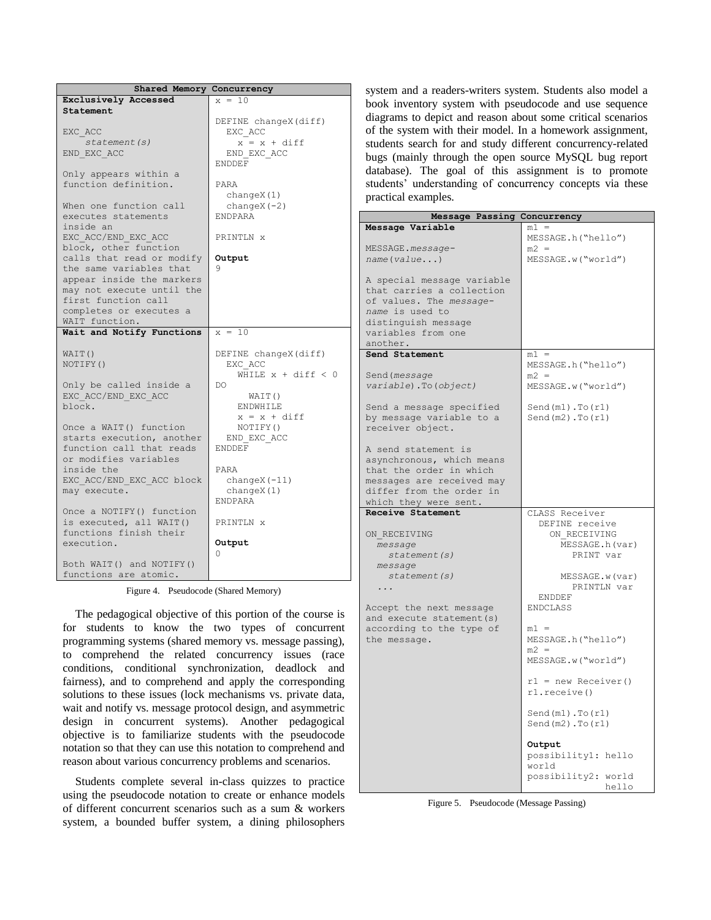| Shared Memory Concurrency | |
|---|---|
| **Exclusively Accessed Statement**<br><br>`EXC_ACC`<br>`    statement(s)`<br>`END_EXC_ACC`<br><br>Only appears within a function definition.<br><br>When one function call executes statements inside an EXC_ACC/END_EXC_ACC block, other function calls that read or modify the same variables that appear inside the markers may not execute until the first function call completes or executes a WAIT function. | `x = 10`<br><br>`DEFINE changeX(diff)`<br>`  EXC_ACC`<br>`    x = x + diff`<br>`  END_EXC_ACC`<br>`ENDDEF`<br><br>`PARA`<br>`  changeX(1)`<br>`  changeX(-2)`<br>`ENDPARA`<br><br>`PRINTLN x`<br><br>**Output**<br>9 |
| **Wait and Notify Functions**<br><br>`WAIT()`<br>`NOTIFY()`<br><br>Only be called inside a EXC_ACC/END_EXC_ACC block.<br><br>Once a WAIT() function starts execution, another function call that reads or modifies variables inside the EXC_ACC/END_EXC_ACC block may execute.<br><br>Once a NOTIFY() function is executed, all WAIT() functions finish their execution.<br><br>Both WAIT() and NOTIFY() functions are atomic. | `x = 10`<br><br>`DEFINE changeX(diff)`<br>`  EXC_ACC`<br>`    WHILE x + diff < 0 DO`<br>`      WAIT()`<br>`    ENDWHILE`<br>`    x = x + diff`<br>`    NOTIFY()`<br>`  END_EXC_ACC`<br>`ENDDEF`<br><br>`PARA`<br>`  changeX(-11)`<br>`  changeX(1)`<br>`ENDPARA`<br><br>`PRINTLN x`<br><br>**Output**<br>0 |

Figure 4. Pseudocode (Shared Memory)

The pedagogical objective of this portion of the course is for students to know the two types of concurrent programming systems (shared memory vs. message passing), to comprehend the related concurrency issues (race conditions, conditional synchronization, deadlock and fairness), and to comprehend and apply the corresponding solutions to these issues (lock mechanisms vs. private data, wait and notify vs. message protocol design, and asymmetric design in concurrent systems). Another pedagogical objective is to familiarize students with the pseudocode notation so that they can use this notation to comprehend and reason about various concurrency problems and scenarios.

Students complete several in-class quizzes to practice using the pseudocode notation to create or enhance models of different concurrent scenarios such as a sum & workers system, a bounded buffer system, a dining philosophers system and a readers-writers system. Students also model a book inventory system with pseudocode and use sequence diagrams to depict and reason about some critical scenarios of the system with their model. In a homework assignment, students search for and study different concurrency-related bugs (mainly through the open source MySQL bug report database). The goal of this assignment is to promote students' understanding of concurrency concepts via these practical examples.

| Message Passing Concurrency | |
|---|---|
| **Message Variable**<br><br>`MESSAGE.`*`message-name`*`(`*`value...`*`)`<br><br>A special message variable that carries a collection of values. The *message-name* is used to distinguish message variables from one another. | `m1 = MESSAGE.h("hello")`<br>`m2 = MESSAGE.w("world")` |
| **Send Statement**<br><br>`Send(`*`message variable`*`).To(`*`object`*`)`<br><br>Send a message specified by message variable to a receiver object.<br><br>A send statement is asynchronous, which means that the order in which messages are received may differ from the order in which they were sent. | `m1 = MESSAGE.h("hello")`<br>`m2 = MESSAGE.w("world")`<br><br>`Send(m1).To(r1)`<br>`Send(m2).To(r1)` |
| **Receive Statement**<br><br>`ON_RECEIVING`<br>`  `*`message`*<br>`    `*`statement(s)`*<br>`  `*`message`*<br>`    `*`statement(s)`*<br>`  ...`<br><br>Accept the next message and execute statement(s) according to the type of the message. | `CLASS Receiver`<br>`  DEFINE receive`<br>`    ON_RECEIVING`<br>`      MESSAGE.h(var)`<br>`        PRINT var`<br><br>`      MESSAGE.w(var)`<br>`        PRINTLN var`<br>`  ENDDEF`<br>`ENDCLASS`<br><br>`m1 = MESSAGE.h("hello")`<br>`m2 = MESSAGE.w("world")`<br><br>`r1 = new Receiver()`<br>`r1.receive()`<br><br>`Send(m1).To(r1)`<br>`Send(m2).To(r1)`<br><br>**Output**<br>possibility1: hello world<br>possibility2: world hello |

Figure 5. Pseudocode (Message Passing)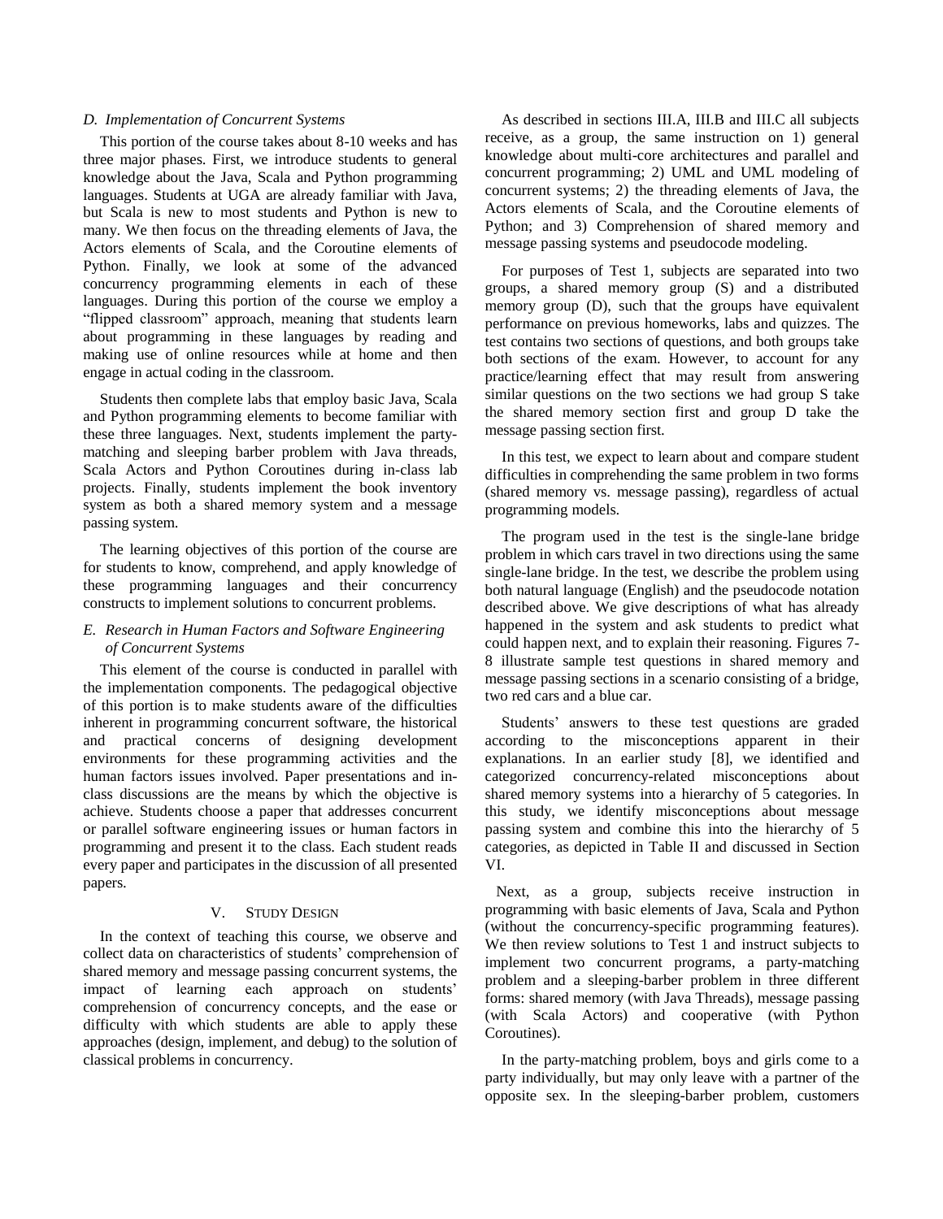### D. Implementation of Concurrent Systems

This portion of the course takes about 8-10 weeks and has three major phases. First, we introduce students to general knowledge about the Java, Scala and Python programming languages. Students at UGA are already familiar with Java, but Scala is new to most students and Python is new to many. We then focus on the threading elements of Java, the Actors elements of Scala, and the Coroutine elements of Python. Finally, we look at some of the advanced concurrency programming elements in each of these languages. During this portion of the course we employ a "flipped classroom" approach, meaning that students learn about programming in these languages by reading and making use of online resources while at home and then engage in actual coding in the classroom.

Students then complete labs that employ basic Java, Scala and Python programming elements to become familiar with these three languages. Next, students implement the party-matching and sleeping barber problem with Java threads, Scala Actors and Python Coroutines during in-class lab projects. Finally, students implement the book inventory system as both a shared memory system and a message passing system.

The learning objectives of this portion of the course are for students to know, comprehend, and apply knowledge of these programming languages and their concurrency constructs to implement solutions to concurrent problems.

### E. Research in Human Factors and Software Engineering of Concurrent Systems

This element of the course is conducted in parallel with the implementation components. The pedagogical objective of this portion is to make students aware of the difficulties inherent in programming concurrent software, the historical and practical concerns of designing development environments for these programming activities and the human factors issues involved. Paper presentations and in-class discussions are the means by which the objective is achieve. Students choose a paper that addresses concurrent or parallel software engineering issues or human factors in programming and present it to the class. Each student reads every paper and participates in the discussion of all presented papers.

## V. Study Design

In the context of teaching this course, we observe and collect data on characteristics of students' comprehension of shared memory and message passing concurrent systems, the impact of learning each approach on students' comprehension of concurrency concepts, and the ease or difficulty with which students are able to apply these approaches (design, implement, and debug) to the solution of classical problems in concurrency.

As described in sections III.A, III.B and III.C all subjects receive, as a group, the same instruction on 1) general knowledge about multi-core architectures and parallel and concurrent programming; 2) UML and UML modeling of concurrent systems; 2) the threading elements of Java, the Actors elements of Scala, and the Coroutine elements of Python; and 3) Comprehension of shared memory and message passing systems and pseudocode modeling.

For purposes of Test 1, subjects are separated into two groups, a shared memory group (S) and a distributed memory group (D), such that the groups have equivalent performance on previous homeworks, labs and quizzes. The test contains two sections of questions, and both groups take both sections of the exam. However, to account for any practice/learning effect that may result from answering similar questions on the two sections we had group S take the shared memory section first and group D take the message passing section first.

In this test, we expect to learn about and compare student difficulties in comprehending the same problem in two forms (shared memory vs. message passing), regardless of actual programming models.

The program used in the test is the single-lane bridge problem in which cars travel in two directions using the same single-lane bridge. In the test, we describe the problem using both natural language (English) and the pseudocode notation described above. We give descriptions of what has already happened in the system and ask students to predict what could happen next, and to explain their reasoning. Figures 7-8 illustrate sample test questions in shared memory and message passing sections in a scenario consisting of a bridge, two red cars and a blue car.

Students' answers to these test questions are graded according to the misconceptions apparent in their explanations. In an earlier study [8], we identified and categorized concurrency-related misconceptions about shared memory systems into a hierarchy of 5 categories. In this study, we identify misconceptions about message passing system and combine this into the hierarchy of 5 categories, as depicted in Table II and discussed in Section VI.

Next, as a group, subjects receive instruction in programming with basic elements of Java, Scala and Python (without the concurrency-specific programming features). We then review solutions to Test 1 and instruct subjects to implement two concurrent programs, a party-matching problem and a sleeping-barber problem in three different forms: shared memory (with Java Threads), message passing (with Scala Actors) and cooperative (with Python Coroutines).

In the party-matching problem, boys and girls come to a party individually, but may only leave with a partner of the opposite sex. In the sleeping-barber problem, customers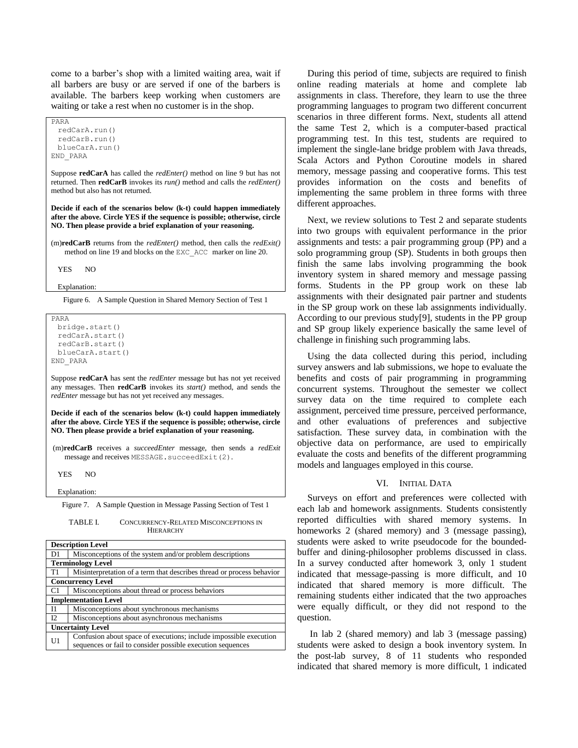come to a barber's shop with a limited waiting area, wait if all barbers are busy or are served if one of the barbers is available. The barbers keep working when customers are waiting or take a rest when no customer is in the shop.

```
PARA
  redCarA.run()
  redCarB.run()
  blueCarA.run()
END_PARA
```

Suppose **redCarA** has called the *redEnter()* method on line 9 but has not returned. Then **redCarB** invokes its *run()* method and calls the *redEnter()* method but also has not returned.

**Decide if each of the scenarios below (k-t) could happen immediately after the above. Circle YES if the sequence is possible; otherwise, circle NO. Then please provide a brief explanation of your reasoning.**

(m) **redCarB** returns from the *redEnter()* method, then calls the *redExit()* method on line 19 and blocks on the `EXC_ACC` marker on line 20.

YES NO

Explanation:

Figure 6. A Sample Question in Shared Memory Section of Test 1

```
PARA
  bridge.start()
  redCarA.start()
  redCarB.start()
  blueCarA.start()
END_PARA
```

Suppose **redCarA** has sent the *redEnter* message but has not yet received any messages. Then **redCarB** invokes its *start()* method, and sends the *redEnter* message but has not yet received any messages.

**Decide if each of the scenarios below (k-t) could happen immediately after the above. Circle YES if the sequence is possible; otherwise, circle NO. Then please provide a brief explanation of your reasoning.**

(m) **redCarB** receives a *succeedEnter* message, then sends a *redExit* message and receives `MESSAGE.succeedExit(2)`.

YES NO

Explanation:

Figure 7. A Sample Question in Message Passing Section of Test 1

TABLE I. CONCURRENCY-RELATED MISCONCEPTIONS IN HIERARCHY

| | |
|---|---|
| **Description Level** | |
| D1 | Misconceptions of the system and/or problem descriptions |
| **Terminology Level** | |
| T1 | Misinterpretation of a term that describes thread or process behavior |
| **Concurrency Level** | |
| C1 | Misconceptions about thread or process behaviors |
| **Implementation Level** | |
| I1 | Misconceptions about synchronous mechanisms |
| I2 | Misconceptions about asynchronous mechanisms |
| **Uncertainty Level** | |
| U1 | Confusion about space of executions; include impossible execution sequences or fail to consider possible execution sequences |

During this period of time, subjects are required to finish online reading materials at home and complete lab assignments in class. Therefore, they learn to use the three programming languages to program two different concurrent scenarios in three different forms. Next, students all attend the same Test 2, which is a computer-based practical programming test. In this test, students are required to implement the single-lane bridge problem with Java threads, Scala Actors and Python Coroutine models in shared memory, message passing and cooperative forms. This test provides information on the costs and benefits of implementing the same problem in three forms with three different approaches.

Next, we review solutions to Test 2 and separate students into two groups with equivalent performance in the prior assignments and tests: a pair programming group (PP) and a solo programming group (SP). Students in both groups then finish the same labs involving programming the book inventory system in shared memory and message passing forms. Students in the PP group work on these lab assignments with their designated pair partner and students in the SP group work on these lab assignments individually. According to our previous study[9], students in the PP group and SP group likely experience basically the same level of challenge in finishing such programming labs.

Using the data collected during this period, including survey answers and lab submissions, we hope to evaluate the benefits and costs of pair programming in programming concurrent systems. Throughout the semester we collect survey data on the time required to complete each assignment, perceived time pressure, perceived performance, and other evaluations of preferences and subjective satisfaction. These survey data, in combination with the objective data on performance, are used to empirically evaluate the costs and benefits of the different programming models and languages employed in this course.

## VI. Initial Data

Surveys on effort and preferences were collected with each lab and homework assignments. Students consistently reported difficulties with shared memory systems. In homeworks 2 (shared memory) and 3 (message passing), students were asked to write pseudocode for the bounded-buffer and dining-philosopher problems discussed in class. In a survey conducted after homework 3, only 1 student indicated that message-passing is more difficult, and 10 indicated that shared memory is more difficult. The remaining students either indicated that the two approaches were equally difficult, or they did not respond to the question.

In lab 2 (shared memory) and lab 3 (message passing) students were asked to design a book inventory system. In the post-lab survey, 8 of 11 students who responded indicated that shared memory is more difficult, 1 indicated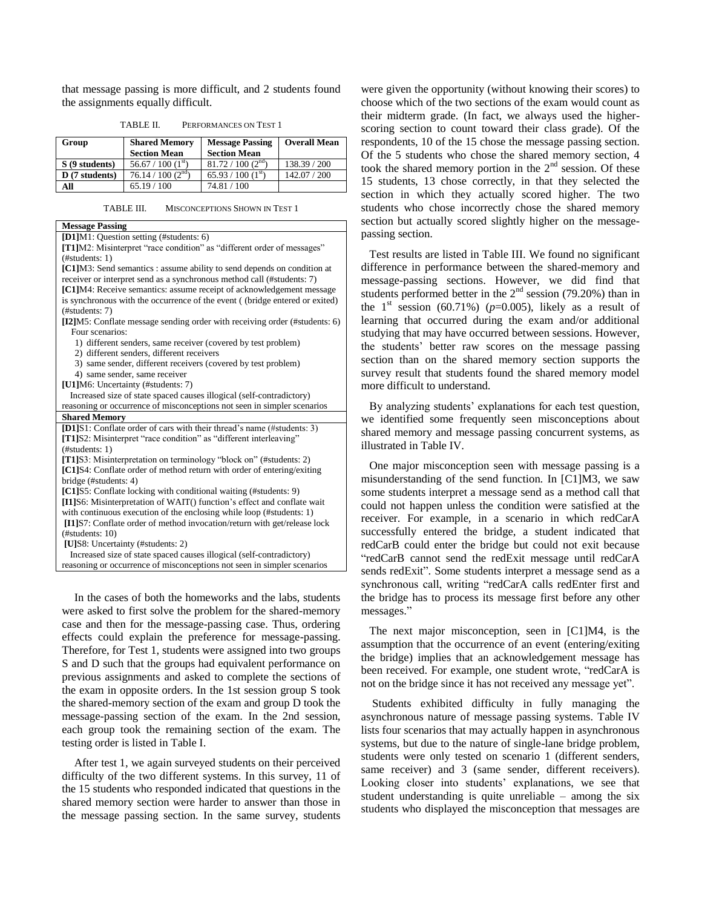that message passing is more difficult, and 2 students found the assignments equally difficult.

TABLE II. PERFORMANCES ON TEST 1

| Group | Shared Memory Section Mean | Message Passing Section Mean | Overall Mean |
|---|---|---|---|
| S (9 students) | 56.67 / 100 (1st) | 81.72 / 100 (2nd) | 138.39 / 200 |
| D (7 students) | 76.14 / 100 (2nd) | 65.93 / 100 (1st) | 142.07 / 200 |
| All | 65.19 / 100 | 74.81 / 100 | |

TABLE III. MISCONCEPTIONS SHOWN IN TEST 1

| |
|---|
| **Message Passing** |
| **[D1]**M1: Question setting (#students: 6) |
| **[T1]**M2: Misinterpret "race condition" as "different order of messages" (#students: 1) |
| **[C1]**M3: Send semantics : assume ability to send depends on condition at receiver or interpret send as a synchronous method call (#students: 7) |
| **[C1]**M4: Receive semantics: assume receipt of acknowledgement message is synchronous with the occurrence of the event ( (bridge entered or exited) (#students: 7) |
| **[I2]**M5: Conflate message sending order with receiving order (#students: 6) Four scenarios: 1) different senders, same receiver (covered by test problem) 2) different senders, different receivers 3) same sender, different receivers (covered by test problem) 4) same sender, same receiver |
| **[U1]**M6: Uncertainty (#students: 7) Increased size of state spaced causes illogical (self-contradictory) reasoning or occurrence of misconceptions not seen in simpler scenarios |
| **Shared Memory** |
| **[D1]**S1: Conflate order of cars with their thread's name (#students: 3) |
| **[T1]**S2: Misinterpret "race condition" as "different interleaving" (#students: 1) |
| **[T1]**S3: Misinterpretation on terminology "block on" (#students: 2) |
| **[C1]**S4: Conflate order of method return with order of entering/exiting bridge (#students: 4) |
| **[C1]**S5: Conflate locking with conditional waiting (#students: 9) |
| **[I1]**S6: Misinterpretation of WAIT() function's effect and conflate wait with continuous execution of the enclosing while loop (#students: 1) |
| **[I1]**S7: Conflate order of method invocation/return with get/release lock (#students: 10) |
| **[U]**S8: Uncertainty (#students: 2) Increased size of state spaced causes illogical (self-contradictory) reasoning or occurrence of misconceptions not seen in simpler scenarios |

In the cases of both the homeworks and the labs, students were asked to first solve the problem for the shared-memory case and then for the message-passing case. Thus, ordering effects could explain the preference for message-passing. Therefore, for Test 1, students were assigned into two groups S and D such that the groups had equivalent performance on previous assignments and asked to complete the sections of the exam in opposite orders. In the 1st session group S took the shared-memory section of the exam and group D took the message-passing section of the exam. In the 2nd session, each group took the remaining section of the exam. The testing order is listed in Table I.

After test 1, we again surveyed students on their perceived difficulty of the two different systems. In this survey, 11 of the 15 students who responded indicated that questions in the shared memory section were harder to answer than those in the message passing section. In the same survey, students were given the opportunity (without knowing their scores) to choose which of the two sections of the exam would count as their midterm grade. (In fact, we always used the higher-scoring section to count toward their class grade). Of the respondents, 10 of the 15 chose the message passing section. Of the 5 students who chose the shared memory section, 4 took the shared memory portion in the 2nd session. Of these 15 students, 13 chose correctly, in that they selected the section in which they actually scored higher. The two students who chose incorrectly chose the shared memory section but actually scored slightly higher on the message-passing section.

Test results are listed in Table III. We found no significant difference in performance between the shared-memory and message-passing sections. However, we did find that students performed better in the 2nd session (79.20%) than in the 1st session (60.71%) ($p$=0.005), likely as a result of learning that occurred during the exam and/or additional studying that may have occurred between sessions. However, the students' better raw scores on the message passing section than on the shared memory section supports the survey result that students found the shared memory model more difficult to understand.

By analyzing students' explanations for each test question, we identified some frequently seen misconceptions about shared memory and message passing concurrent systems, as illustrated in Table IV.

One major misconception seen with message passing is a misunderstanding of the send function. In [C1]M3, we saw some students interpret a message send as a method call that could not happen unless the condition were satisfied at the receiver. For example, in a scenario in which redCarA successfully entered the bridge, a student indicated that redCarB could enter the bridge but could not exit because "redCarB cannot send the redExit message until redCarA sends redExit". Some students interpret a message send as a synchronous call, writing "redCarA calls redEnter first and the bridge has to process its message first before any other messages."

The next major misconception, seen in [C1]M4, is the assumption that the occurrence of an event (entering/exiting the bridge) implies that an acknowledgement message has been received. For example, one student wrote, "redCarA is not on the bridge since it has not received any message yet".

Students exhibited difficulty in fully managing the asynchronous nature of message passing systems. Table IV lists four scenarios that may actually happen in asynchronous systems, but due to the nature of single-lane bridge problem, students were only tested on scenario 1 (different senders, same receiver) and 3 (same sender, different receivers). Looking closer into students' explanations, we see that student understanding is quite unreliable – among the six students who displayed the misconception that messages are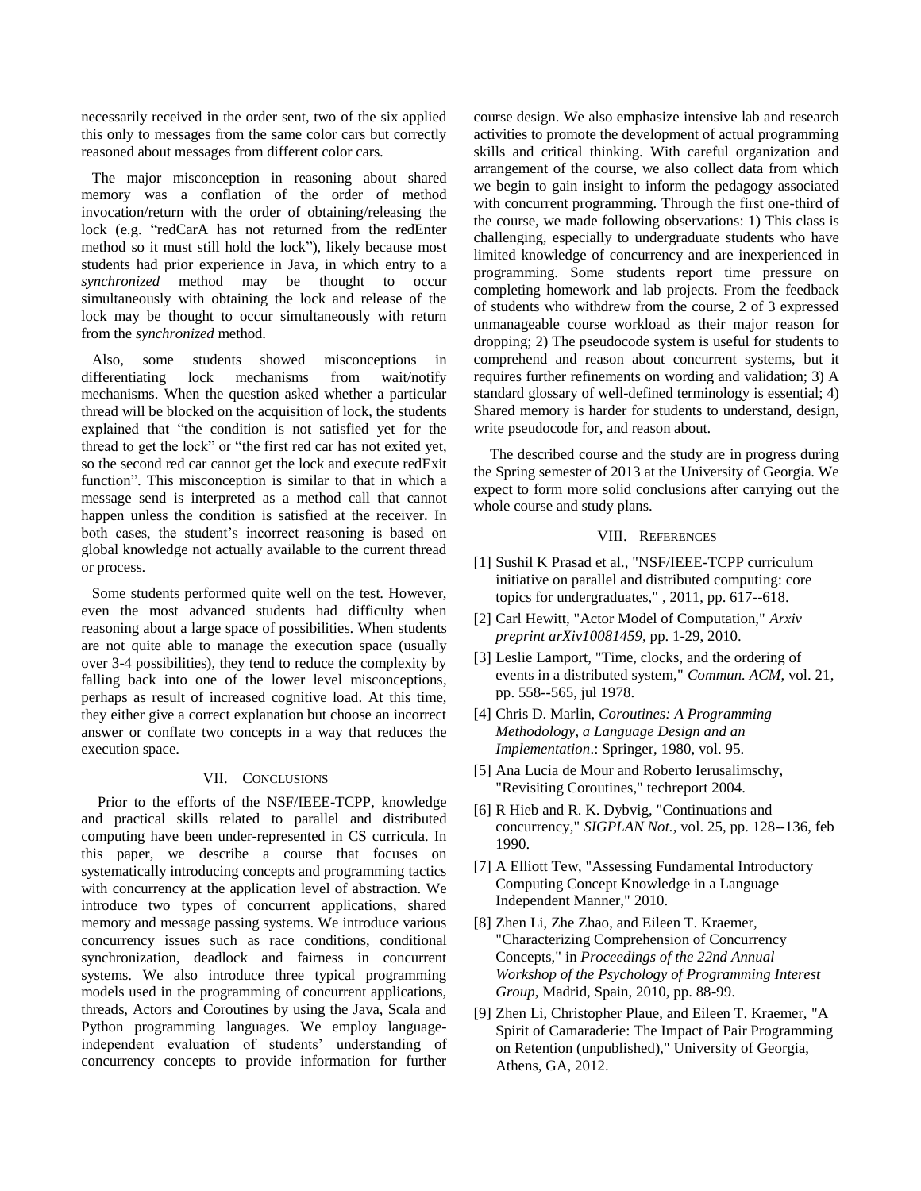necessarily received in the order sent, two of the six applied this only to messages from the same color cars but correctly reasoned about messages from different color cars.

The major misconception in reasoning about shared memory was a conflation of the order of method invocation/return with the order of obtaining/releasing the lock (e.g. "redCarA has not returned from the redEnter method so it must still hold the lock"), likely because most students had prior experience in Java, in which entry to a *synchronized* method may be thought to occur simultaneously with obtaining the lock and release of the lock may be thought to occur simultaneously with return from the *synchronized* method.

Also, some students showed misconceptions in differentiating lock mechanisms from wait/notify mechanisms. When the question asked whether a particular thread will be blocked on the acquisition of lock, the students explained that "the condition is not satisfied yet for the thread to get the lock" or "the first red car has not exited yet, so the second red car cannot get the lock and execute redExit function". This misconception is similar to that in which a message send is interpreted as a method call that cannot happen unless the condition is satisfied at the receiver. In both cases, the student's incorrect reasoning is based on global knowledge not actually available to the current thread or process.

Some students performed quite well on the test. However, even the most advanced students had difficulty when reasoning about a large space of possibilities. When students are not quite able to manage the execution space (usually over 3-4 possibilities), they tend to reduce the complexity by falling back into one of the lower level misconceptions, perhaps as result of increased cognitive load. At this time, they either give a correct explanation but choose an incorrect answer or conflate two concepts in a way that reduces the execution space.

## VII. Conclusions

Prior to the efforts of the NSF/IEEE-TCPP, knowledge and practical skills related to parallel and distributed computing have been under-represented in CS curricula. In this paper, we describe a course that focuses on systematically introducing concepts and programming tactics with concurrency at the application level of abstraction. We introduce two types of concurrent applications, shared memory and message passing systems. We introduce various concurrency issues such as race conditions, conditional synchronization, deadlock and fairness in concurrent systems. We also introduce three typical programming models used in the programming of concurrent applications, threads, Actors and Coroutines by using the Java, Scala and Python programming languages. We employ language-independent evaluation of students' understanding of concurrency concepts to provide information for further course design. We also emphasize intensive lab and research activities to promote the development of actual programming skills and critical thinking. With careful organization and arrangement of the course, we also collect data from which we begin to gain insight to inform the pedagogy associated with concurrent programming. Through the first one-third of the course, we made following observations: 1) This class is challenging, especially to undergraduate students who have limited knowledge of concurrency and are inexperienced in programming. Some students report time pressure on completing homework and lab projects. From the feedback of students who withdrew from the course, 2 of 3 expressed unmanageable course workload as their major reason for dropping; 2) The pseudocode system is useful for students to comprehend and reason about concurrent systems, but it requires further refinements on wording and validation; 3) A standard glossary of well-defined terminology is essential; 4) Shared memory is harder for students to understand, design, write pseudocode for, and reason about.

The described course and the study are in progress during the Spring semester of 2013 at the University of Georgia. We expect to form more solid conclusions after carrying out the whole course and study plans.

## VIII. References

[1] Sushil K Prasad et al., "NSF/IEEE-TCPP curriculum initiative on parallel and distributed computing: core topics for undergraduates," , 2011, pp. 617--618.

[2] Carl Hewitt, "Actor Model of Computation," *Arxiv preprint arXiv10081459*, pp. 1-29, 2010.

[3] Leslie Lamport, "Time, clocks, and the ordering of events in a distributed system," *Commun. ACM*, vol. 21, pp. 558--565, jul 1978.

[4] Chris D. Marlin, *Coroutines: A Programming Methodology, a Language Design and an Implementation*.: Springer, 1980, vol. 95.

[5] Ana Lucia de Mour and Roberto Ierusalimschy, "Revisiting Coroutines," techreport 2004.

[6] R Hieb and R. K. Dybvig, "Continuations and concurrency," *SIGPLAN Not.*, vol. 25, pp. 128--136, feb 1990.

[7] A Elliott Tew, "Assessing Fundamental Introductory Computing Concept Knowledge in a Language Independent Manner," 2010.

[8] Zhen Li, Zhe Zhao, and Eileen T. Kraemer, "Characterizing Comprehension of Concurrency Concepts," in *Proceedings of the 22nd Annual Workshop of the Psychology of Programming Interest Group*, Madrid, Spain, 2010, pp. 88-99.

[9] Zhen Li, Christopher Plaue, and Eileen T. Kraemer, "A Spirit of Camaraderie: The Impact of Pair Programming on Retention (unpublished)," University of Georgia, Athens, GA, 2012.